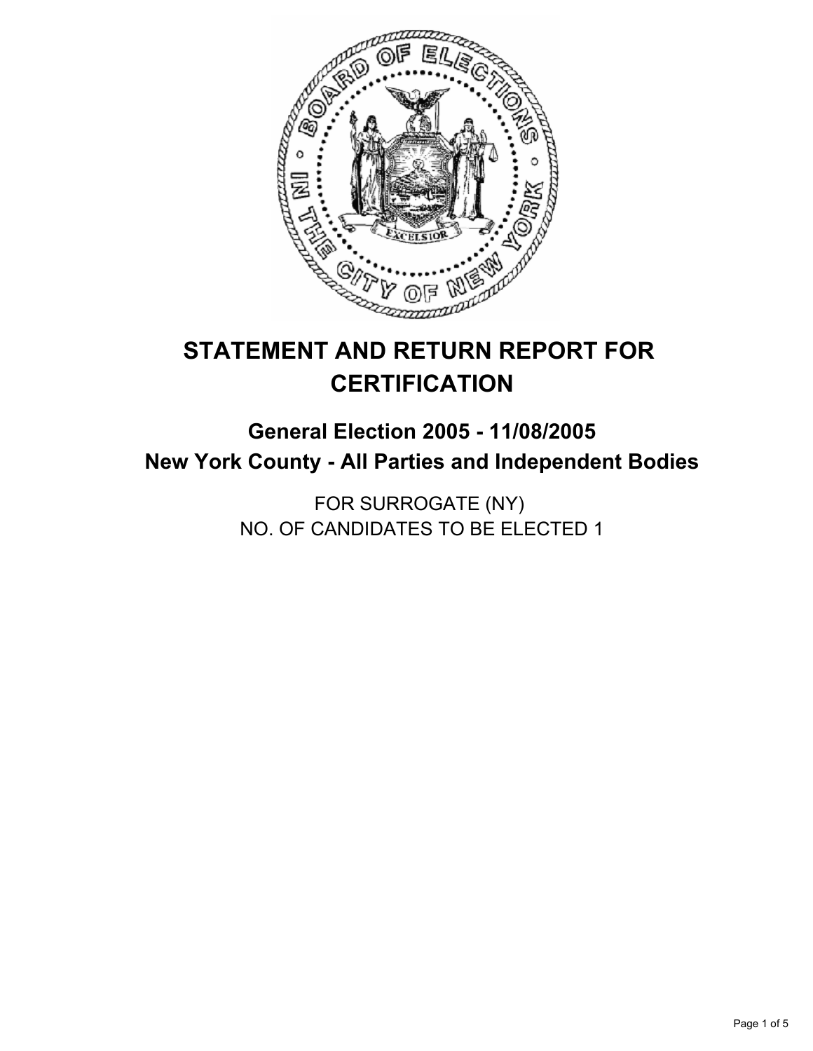# STATEMENT AND RETURN REPORT FOR CERTIFICATION

## General Election 2005 - 11/08/2005

## New York County - All Parties and Independent Bodies

FOR SURROGATE (NY)

NO. OF CANDIDATES TO BE ELECTED 1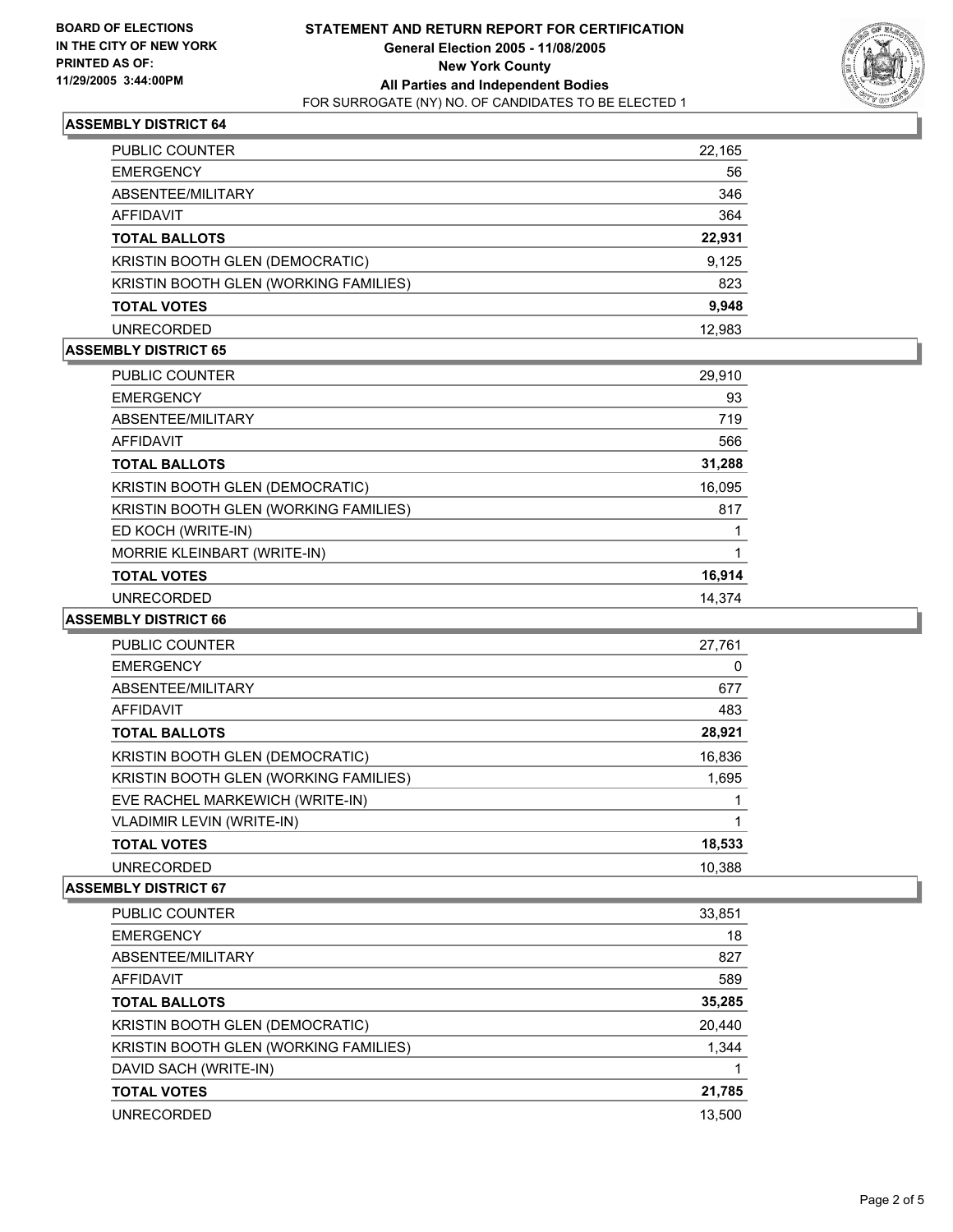**BOARD OF ELECTIONS IN THE CITY OF NEW YORK PRINTED AS OF: 11/29/2005 3:44:00PM**

# STATEMENT AND RETURN REPORT FOR CERTIFICATION
## General Election 2005 - 11/08/2005
## New York County
## All Parties and Independent Bodies
FOR SURROGATE (NY) NO. OF CANDIDATES TO BE ELECTED 1

### ASSEMBLY DISTRICT 64

| | |
|---|---|
| PUBLIC COUNTER | 22,165 |
| EMERGENCY | 56 |
| ABSENTEE/MILITARY | 346 |
| AFFIDAVIT | 364 |
| **TOTAL BALLOTS** | **22,931** |
| KRISTIN BOOTH GLEN (DEMOCRATIC) | 9,125 |
| KRISTIN BOOTH GLEN (WORKING FAMILIES) | 823 |
| **TOTAL VOTES** | **9,948** |
| UNRECORDED | 12,983 |

### ASSEMBLY DISTRICT 65

| | |
|---|---|
| PUBLIC COUNTER | 29,910 |
| EMERGENCY | 93 |
| ABSENTEE/MILITARY | 719 |
| AFFIDAVIT | 566 |
| **TOTAL BALLOTS** | **31,288** |
| KRISTIN BOOTH GLEN (DEMOCRATIC) | 16,095 |
| KRISTIN BOOTH GLEN (WORKING FAMILIES) | 817 |
| ED KOCH (WRITE-IN) | 1 |
| MORRIE KLEINBART (WRITE-IN) | 1 |
| **TOTAL VOTES** | **16,914** |
| UNRECORDED | 14,374 |

### ASSEMBLY DISTRICT 66

| | |
|---|---|
| PUBLIC COUNTER | 27,761 |
| EMERGENCY | 0 |
| ABSENTEE/MILITARY | 677 |
| AFFIDAVIT | 483 |
| **TOTAL BALLOTS** | **28,921** |
| KRISTIN BOOTH GLEN (DEMOCRATIC) | 16,836 |
| KRISTIN BOOTH GLEN (WORKING FAMILIES) | 1,695 |
| EVE RACHEL MARKEWICH (WRITE-IN) | 1 |
| VLADIMIR LEVIN (WRITE-IN) | 1 |
| **TOTAL VOTES** | **18,533** |
| UNRECORDED | 10,388 |

### ASSEMBLY DISTRICT 67

| | |
|---|---|
| PUBLIC COUNTER | 33,851 |
| EMERGENCY | 18 |
| ABSENTEE/MILITARY | 827 |
| AFFIDAVIT | 589 |
| **TOTAL BALLOTS** | **35,285** |
| KRISTIN BOOTH GLEN (DEMOCRATIC) | 20,440 |
| KRISTIN BOOTH GLEN (WORKING FAMILIES) | 1,344 |
| DAVID SACH (WRITE-IN) | 1 |
| **TOTAL VOTES** | **21,785** |
| UNRECORDED | 13,500 |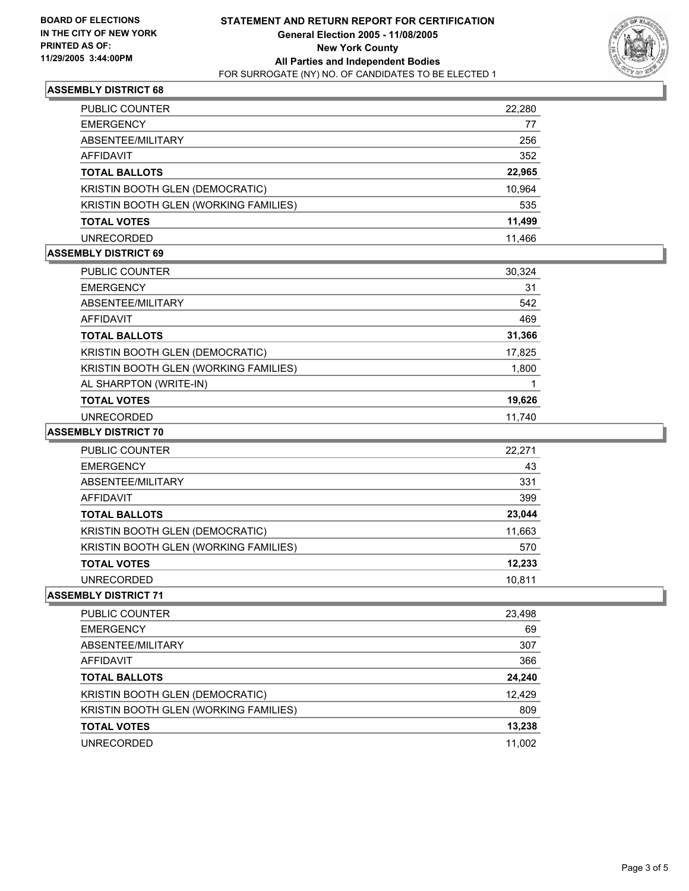**BOARD OF ELECTIONS IN THE CITY OF NEW YORK**
**PRINTED AS OF: 11/29/2005 3:44:00PM**

# STATEMENT AND RETURN REPORT FOR CERTIFICATION
## General Election 2005 - 11/08/2005
## New York County
## All Parties and Independent Bodies
FOR SURROGATE (NY) NO. OF CANDIDATES TO BE ELECTED 1

### ASSEMBLY DISTRICT 68

| | |
|---|---|
| PUBLIC COUNTER | 22,280 |
| EMERGENCY | 77 |
| ABSENTEE/MILITARY | 256 |
| AFFIDAVIT | 352 |
| **TOTAL BALLOTS** | **22,965** |
| KRISTIN BOOTH GLEN (DEMOCRATIC) | 10,964 |
| KRISTIN BOOTH GLEN (WORKING FAMILIES) | 535 |
| **TOTAL VOTES** | **11,499** |
| UNRECORDED | 11,466 |

### ASSEMBLY DISTRICT 69

| | |
|---|---|
| PUBLIC COUNTER | 30,324 |
| EMERGENCY | 31 |
| ABSENTEE/MILITARY | 542 |
| AFFIDAVIT | 469 |
| **TOTAL BALLOTS** | **31,366** |
| KRISTIN BOOTH GLEN (DEMOCRATIC) | 17,825 |
| KRISTIN BOOTH GLEN (WORKING FAMILIES) | 1,800 |
| AL SHARPTON (WRITE-IN) | 1 |
| **TOTAL VOTES** | **19,626** |
| UNRECORDED | 11,740 |

### ASSEMBLY DISTRICT 70

| | |
|---|---|
| PUBLIC COUNTER | 22,271 |
| EMERGENCY | 43 |
| ABSENTEE/MILITARY | 331 |
| AFFIDAVIT | 399 |
| **TOTAL BALLOTS** | **23,044** |
| KRISTIN BOOTH GLEN (DEMOCRATIC) | 11,663 |
| KRISTIN BOOTH GLEN (WORKING FAMILIES) | 570 |
| **TOTAL VOTES** | **12,233** |
| UNRECORDED | 10,811 |

### ASSEMBLY DISTRICT 71

| | |
|---|---|
| PUBLIC COUNTER | 23,498 |
| EMERGENCY | 69 |
| ABSENTEE/MILITARY | 307 |
| AFFIDAVIT | 366 |
| **TOTAL BALLOTS** | **24,240** |
| KRISTIN BOOTH GLEN (DEMOCRATIC) | 12,429 |
| KRISTIN BOOTH GLEN (WORKING FAMILIES) | 809 |
| **TOTAL VOTES** | **13,238** |
| UNRECORDED | 11,002 |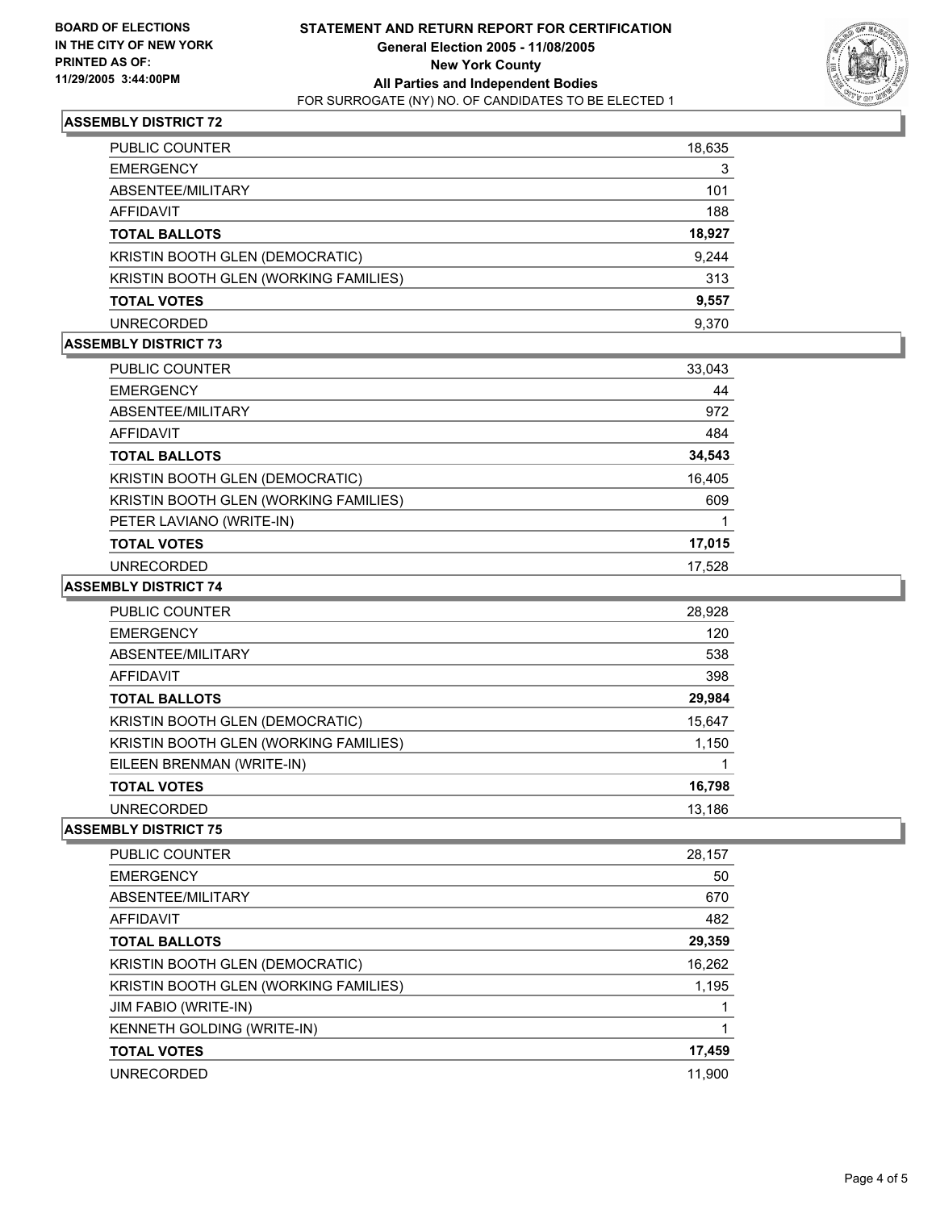**BOARD OF ELECTIONS IN THE CITY OF NEW YORK**
**PRINTED AS OF: 11/29/2005 3:44:00PM**

# STATEMENT AND RETURN REPORT FOR CERTIFICATION
## General Election 2005 - 11/08/2005
## New York County
## All Parties and Independent Bodies
FOR SURROGATE (NY) NO. OF CANDIDATES TO BE ELECTED 1

### ASSEMBLY DISTRICT 72

| | |
|---|---|
| PUBLIC COUNTER | 18,635 |
| EMERGENCY | 3 |
| ABSENTEE/MILITARY | 101 |
| AFFIDAVIT | 188 |
| **TOTAL BALLOTS** | **18,927** |
| KRISTIN BOOTH GLEN (DEMOCRATIC) | 9,244 |
| KRISTIN BOOTH GLEN (WORKING FAMILIES) | 313 |
| **TOTAL VOTES** | **9,557** |
| UNRECORDED | 9,370 |

### ASSEMBLY DISTRICT 73

| | |
|---|---|
| PUBLIC COUNTER | 33,043 |
| EMERGENCY | 44 |
| ABSENTEE/MILITARY | 972 |
| AFFIDAVIT | 484 |
| **TOTAL BALLOTS** | **34,543** |
| KRISTIN BOOTH GLEN (DEMOCRATIC) | 16,405 |
| KRISTIN BOOTH GLEN (WORKING FAMILIES) | 609 |
| PETER LAVIANO (WRITE-IN) | 1 |
| **TOTAL VOTES** | **17,015** |
| UNRECORDED | 17,528 |

### ASSEMBLY DISTRICT 74

| | |
|---|---|
| PUBLIC COUNTER | 28,928 |
| EMERGENCY | 120 |
| ABSENTEE/MILITARY | 538 |
| AFFIDAVIT | 398 |
| **TOTAL BALLOTS** | **29,984** |
| KRISTIN BOOTH GLEN (DEMOCRATIC) | 15,647 |
| KRISTIN BOOTH GLEN (WORKING FAMILIES) | 1,150 |
| EILEEN BRENMAN (WRITE-IN) | 1 |
| **TOTAL VOTES** | **16,798** |
| UNRECORDED | 13,186 |

### ASSEMBLY DISTRICT 75

| | |
|---|---|
| PUBLIC COUNTER | 28,157 |
| EMERGENCY | 50 |
| ABSENTEE/MILITARY | 670 |
| AFFIDAVIT | 482 |
| **TOTAL BALLOTS** | **29,359** |
| KRISTIN BOOTH GLEN (DEMOCRATIC) | 16,262 |
| KRISTIN BOOTH GLEN (WORKING FAMILIES) | 1,195 |
| JIM FABIO (WRITE-IN) | 1 |
| KENNETH GOLDING (WRITE-IN) | 1 |
| **TOTAL VOTES** | **17,459** |
| UNRECORDED | 11,900 |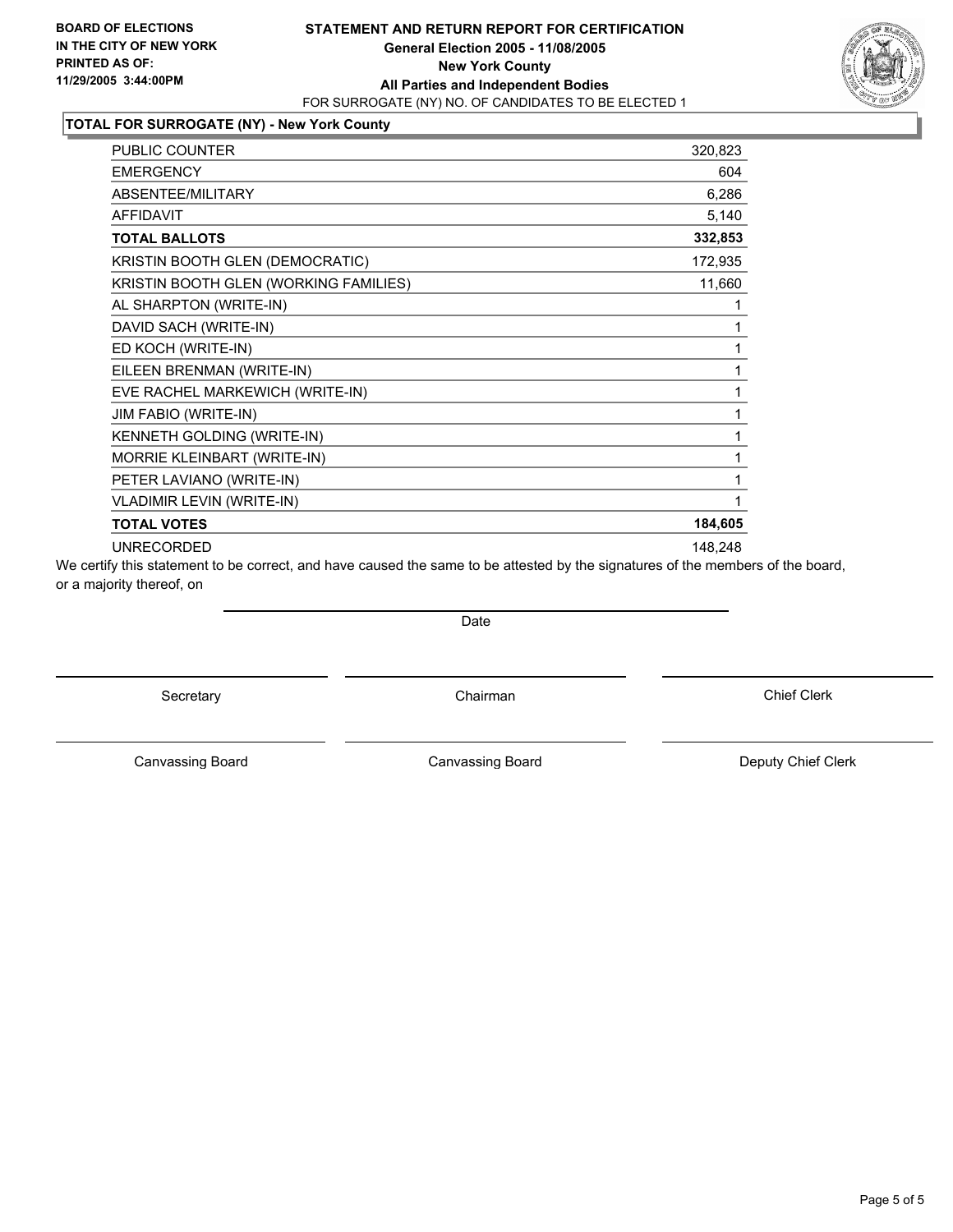**BOARD OF ELECTIONS IN THE CITY OF NEW YORK PRINTED AS OF: 11/29/2005 3:44:00PM**

# STATEMENT AND RETURN REPORT FOR CERTIFICATION
## General Election 2005 - 11/08/2005
## New York County
## All Parties and Independent Bodies

FOR SURROGATE (NY) NO. OF CANDIDATES TO BE ELECTED 1

### TOTAL FOR SURROGATE (NY) - New York County

| | |
|---|---|
| PUBLIC COUNTER | 320,823 |
| EMERGENCY | 604 |
| ABSENTEE/MILITARY | 6,286 |
| AFFIDAVIT | 5,140 |
| **TOTAL BALLOTS** | **332,853** |
| KRISTIN BOOTH GLEN (DEMOCRATIC) | 172,935 |
| KRISTIN BOOTH GLEN (WORKING FAMILIES) | 11,660 |
| AL SHARPTON (WRITE-IN) | 1 |
| DAVID SACH (WRITE-IN) | 1 |
| ED KOCH (WRITE-IN) | 1 |
| EILEEN BRENMAN (WRITE-IN) | 1 |
| EVE RACHEL MARKEWICH (WRITE-IN) | 1 |
| JIM FABIO (WRITE-IN) | 1 |
| KENNETH GOLDING (WRITE-IN) | 1 |
| MORRIE KLEINBART (WRITE-IN) | 1 |
| PETER LAVIANO (WRITE-IN) | 1 |
| VLADIMIR LEVIN (WRITE-IN) | 1 |
| **TOTAL VOTES** | **184,605** |
| UNRECORDED | 148,248 |

We certify this statement to be correct, and have caused the same to be attested by the signatures of the members of the board, or a majority thereof, on

Date

Secretary | Chairman | Chief Clerk

Canvassing Board | Canvassing Board | Deputy Chief Clerk